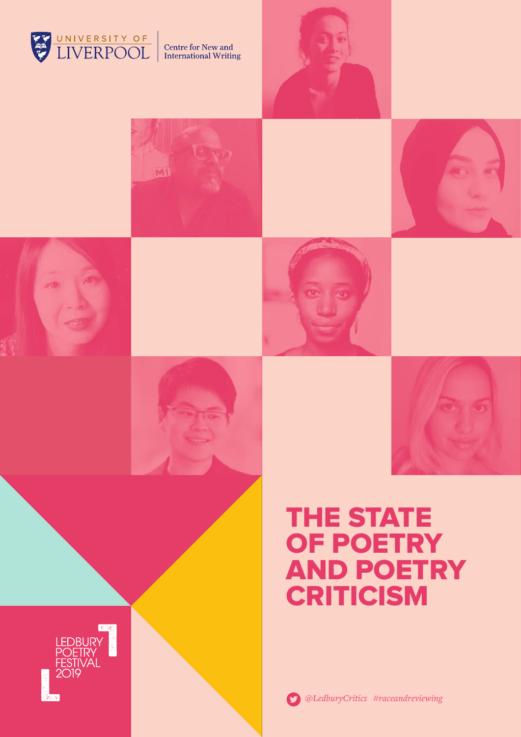UNIVERSITY OF LIVERPOOL

Centre for New and International Writing

# THE STATE OF POETRY AND POETRY CRITICISM

LEDBURY POETRY FESTIVAL 2019

*@LedburyCritics #raceandreviewing*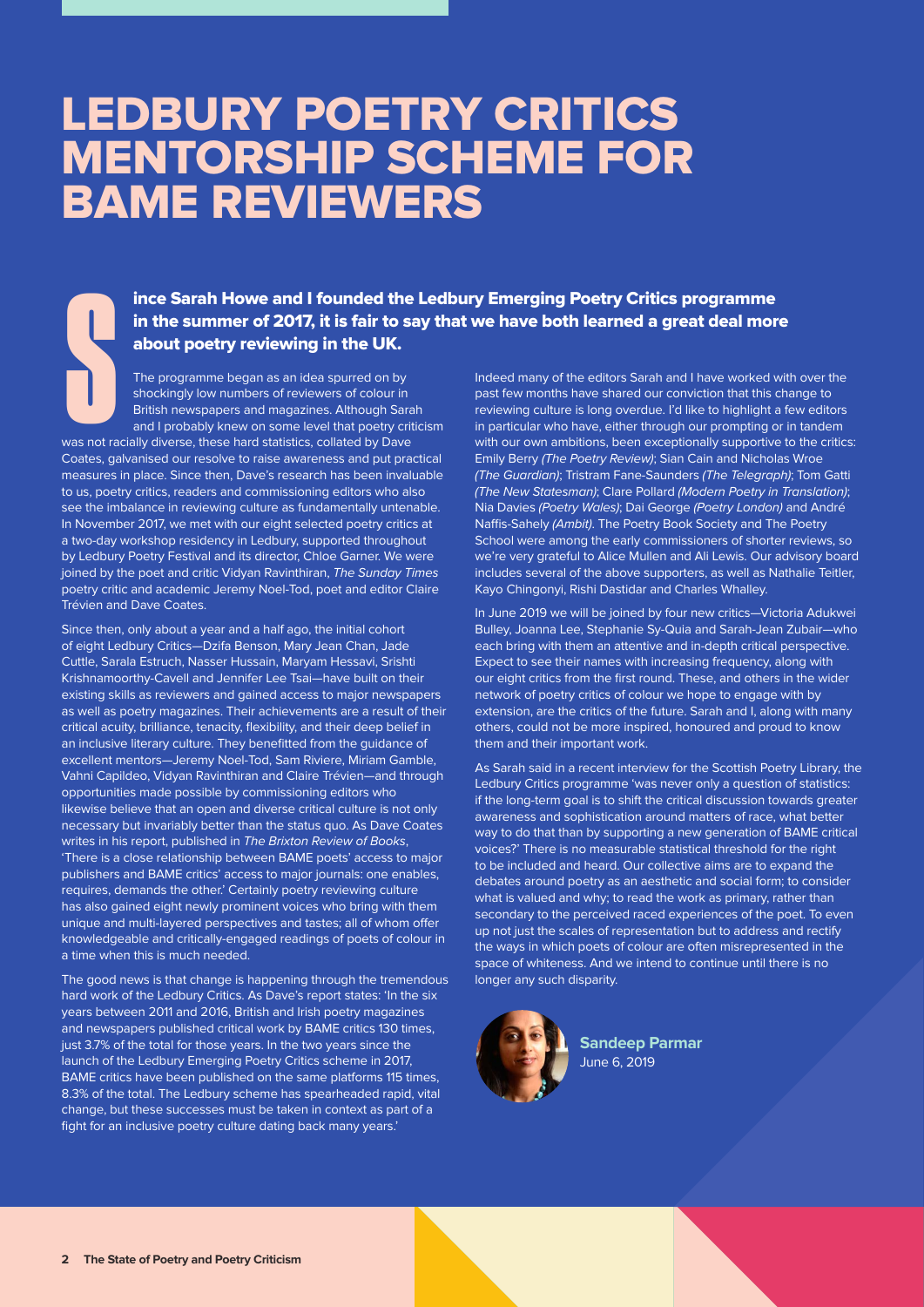# LEDBURY POETRY CRITICS MENTORSHIP SCHEME FOR BAME REVIEWERS

**Since Sarah Howe and I founded the Ledbury Emerging Poetry Critics programme in the summer of 2017, it is fair to say that we have both learned a great deal more about poetry reviewing in the UK.**

The programme began as an idea spurred on by shockingly low numbers of reviewers of colour in British newspapers and magazines. Although Sarah and I probably knew on some level that poetry criticism was not racially diverse, these hard statistics, collated by Dave Coates, galvanised our resolve to raise awareness and put practical measures in place. Since then, Dave's research has been invaluable to us, poetry critics, readers and commissioning editors who also see the imbalance in reviewing culture as fundamentally untenable. In November 2017, we met with our eight selected poetry critics at a two-day workshop residency in Ledbury, supported throughout by Ledbury Poetry Festival and its director, Chloe Garner. We were joined by the poet and critic Vidyan Ravinthiran, *The Sunday Times* poetry critic and academic Jeremy Noel-Tod, poet and editor Claire Trévien and Dave Coates.

Since then, only about a year and a half ago, the initial cohort of eight Ledbury Critics—Dzifa Benson, Mary Jean Chan, Jade Cuttle, Sarala Estruch, Nasser Hussain, Maryam Hessavi, Srishti Krishnamoorthy-Cavell and Jennifer Lee Tsai—have built on their existing skills as reviewers and gained access to major newspapers as well as poetry magazines. Their achievements are a result of their critical acuity, brilliance, tenacity, flexibility, and their deep belief in an inclusive literary culture. They benefitted from the guidance of excellent mentors—Jeremy Noel-Tod, Sam Riviere, Miriam Gamble, Vahni Capildeo, Vidyan Ravinthiran and Claire Trévien—and through opportunities made possible by commissioning editors who likewise believe that an open and diverse critical culture is not only necessary but invariably better than the status quo. As Dave Coates writes in his report, published in *The Brixton Review of Books*, 'There is a close relationship between BAME poets' access to major publishers and BAME critics' access to major journals: one enables, requires, demands the other.' Certainly poetry reviewing culture has also gained eight newly prominent voices who bring with them unique and multi-layered perspectives and tastes; all of whom offer knowledgeable and critically-engaged readings of poets of colour in a time when this is much needed.

The good news is that change is happening through the tremendous hard work of the Ledbury Critics. As Dave's report states: 'In the six years between 2011 and 2016, British and Irish poetry magazines and newspapers published critical work by BAME critics 130 times, just 3.7% of the total for those years. In the two years since the launch of the Ledbury Emerging Poetry Critics scheme in 2017, BAME critics have been published on the same platforms 115 times, 8.3% of the total. The Ledbury scheme has spearheaded rapid, vital change, but these successes must be taken in context as part of a fight for an inclusive poetry culture dating back many years.'

Indeed many of the editors Sarah and I have worked with over the past few months have shared our conviction that this change to reviewing culture is long overdue. I'd like to highlight a few editors in particular who have, either through our prompting or in tandem with our own ambitions, been exceptionally supportive to the critics: Emily Berry *(The Poetry Review)*; Sian Cain and Nicholas Wroe *(The Guardian)*; Tristram Fane-Saunders *(The Telegraph)*; Tom Gatti *(The New Statesman)*; Clare Pollard *(Modern Poetry in Translation)*; Nia Davies *(Poetry Wales)*; Dai George *(Poetry London)* and André Naffis-Sahely *(Ambit)*. The Poetry Book Society and The Poetry School were among the early commissioners of shorter reviews, so we're very grateful to Alice Mullen and Ali Lewis. Our advisory board includes several of the above supporters, as well as Nathalie Teitler, Kayo Chingonyi, Rishi Dastidar and Charles Whalley.

In June 2019 we will be joined by four new critics—Victoria Adukwei Bulley, Joanna Lee, Stephanie Sy-Quia and Sarah-Jean Zubair—who each bring with them an attentive and in-depth critical perspective. Expect to see their names with increasing frequency, along with our eight critics from the first round. These, and others in the wider network of poetry critics of colour we hope to engage with by extension, are the critics of the future. Sarah and I, along with many others, could not be more inspired, honoured and proud to know them and their important work.

As Sarah said in a recent interview for the Scottish Poetry Library, the Ledbury Critics programme 'was never only a question of statistics: if the long-term goal is to shift the critical discussion towards greater awareness and sophistication around matters of race, what better way to do that than by supporting a new generation of BAME critical voices?' There is no measurable statistical threshold for the right to be included and heard. Our collective aims are to expand the debates around poetry as an aesthetic and social form; to consider what is valued and why; to read the work as primary, rather than secondary to the perceived raced experiences of the poet. To even up not just the scales of representation but to address and rectify the ways in which poets of colour are often misrepresented in the space of whiteness. And we intend to continue until there is no longer any such disparity.

**Sandeep Parmar**
June 6, 2019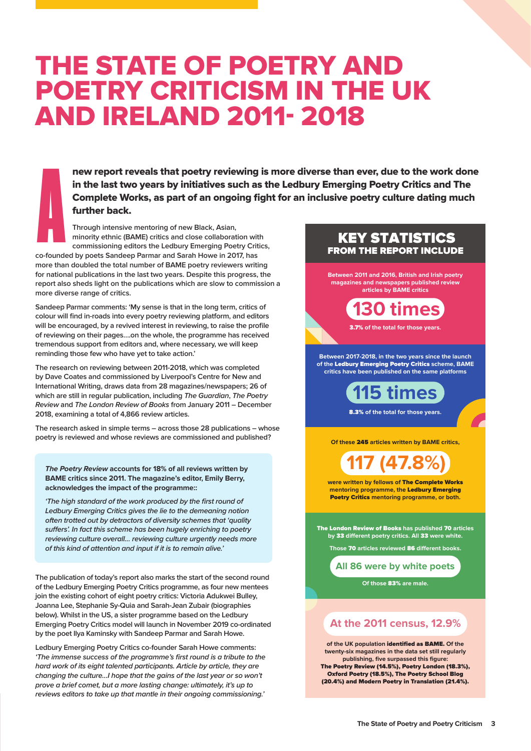# THE STATE OF POETRY AND POETRY CRITICISM IN THE UK AND IRELAND 2011- 2018

**A new report reveals that poetry reviewing is more diverse than ever, due to the work done in the last two years by initiatives such as the Ledbury Emerging Poetry Critics and The Complete Works, as part of an ongoing fight for an inclusive poetry culture dating much further back.**

Through intensive mentoring of new Black, Asian, minority ethnic (BAME) critics and close collaboration with commissioning editors the Ledbury Emerging Poetry Critics, co-founded by poets Sandeep Parmar and Sarah Howe in 2017, has more than doubled the total number of BAME poetry reviewers writing for national publications in the last two years. Despite this progress, the report also sheds light on the publications which are slow to commission a more diverse range of critics.

Sandeep Parmar comments: 'My sense is that in the long term, critics of colour will find in-roads into every poetry reviewing platform, and editors will be encouraged, by a revived interest in reviewing, to raise the profile of reviewing on their pages....on the whole, the programme has received tremendous support from editors and, where necessary, we will keep reminding those few who have yet to take action.'

The research on reviewing between 2011-2018, which was completed by Dave Coates and commissioned by Liverpool's Centre for New and International Writing, draws data from 28 magazines/newspapers; 26 of which are still in regular publication, including *The Guardian*, *The Poetry Review* and *The London Review of Books* from January 2011 – December 2018, examining a total of 4,866 review articles.

The research asked in simple terms – across those 28 publications – whose poetry is reviewed and whose reviews are commissioned and published?

> ***The Poetry Review*** **accounts for 18% of all reviews written by BAME critics since 2011. The magazine's editor, Emily Berry, acknowledges the impact of the programme::**
>
> *'The high standard of the work produced by the first round of Ledbury Emerging Critics gives the lie to the demeaning notion often trotted out by detractors of diversity schemes that 'quality suffers'. In fact this scheme has been hugely enriching to poetry reviewing culture overall... reviewing culture urgently needs more of this kind of attention and input if it is to remain alive.'*

The publication of today's report also marks the start of the second round of the Ledbury Emerging Poetry Critics programme, as four new mentees join the existing cohort of eight poetry critics: Victoria Adukwei Bulley, Joanna Lee, Stephanie Sy-Quia and Sarah-Jean Zubair (biographies below). Whilst in the US, a sister programme based on the Ledbury Emerging Poetry Critics model will launch in November 2019 co-ordinated by the poet Ilya Kaminsky with Sandeep Parmar and Sarah Howe.

Ledbury Emerging Poetry Critics co-founder Sarah Howe comments: *'The immense success of the programme's first round is a tribute to the hard work of its eight talented participants. Article by article, they are changing the culture...I hope that the gains of the last year or so won't prove a brief comet, but a more lasting change: ultimately, it's up to reviews editors to take up that mantle in their ongoing commissioning.'*

## KEY STATISTICS
### FROM THE REPORT INCLUDE

Between 2011 and 2016, British and Irish poetry magazines and newspapers published review articles by BAME critics

**130 times**

**3.7%** of the total for those years.

Between 2017-2018, in the two years since the launch of the **Ledbury Emerging Poetry Critics** scheme, BAME critics have been published on the same platforms

**115 times**

**8.3%** of the total for those years.

Of these **245** articles written by BAME critics,

**117 (47.8%)**

were written by fellows of **The Complete Works** mentoring programme, the **Ledbury Emerging Poetry Critics** mentoring programme, or both.

**The London Review of Books** has published **70** articles by **33** different poetry critics. All **33** were white.

Those **70** articles reviewed **86** different books.

**All 86 were by white poets**

Of those **83%** are male.

**At the 2011 census, 12.9%**

of the UK population **identified as BAME.** Of the twenty-six magazines in the data set still regularly publishing, five surpassed this figure: **The Poetry Review (14.5%), Poetry London (18.3%), Oxford Poetry (18.5%), The Poetry School Blog (20.4%) and Modern Poetry in Translation (21.4%).**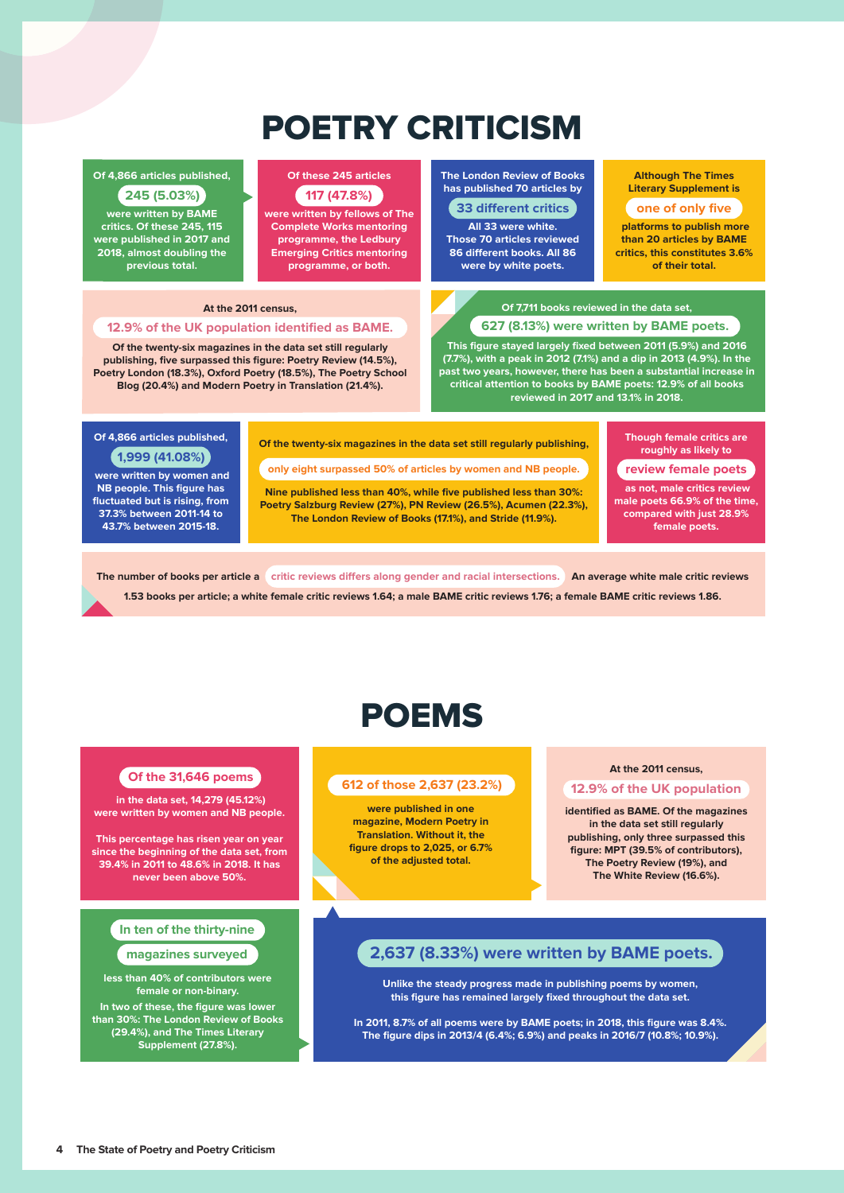# POETRY CRITICISM

Of 4,866 articles published,

**245 (5.03%)**

were written by BAME critics. Of these 245, 115 were published in 2017 and 2018, almost doubling the previous total.

Of these 245 articles

**117 (47.8%)**

were written by fellows of The Complete Works mentoring programme, the Ledbury Emerging Critics mentoring programme, or both.

The London Review of Books has published 70 articles by

**33 different critics**

All 33 were white. Those 70 articles reviewed 86 different books. All 86 were by white poets.

Although The Times Literary Supplement is

**one of only five**

platforms to publish more than 20 articles by BAME critics, this constitutes 3.6% of their total.

At the 2011 census,

**12.9% of the UK population identified as BAME.**

Of the twenty-six magazines in the data set still regularly publishing, five surpassed this figure: Poetry Review (14.5%), Poetry London (18.3%), Oxford Poetry (18.5%), The Poetry School Blog (20.4%) and Modern Poetry in Translation (21.4%).

Of 7,711 books reviewed in the data set,

**627 (8.13%) were written by BAME poets.**

This figure stayed largely fixed between 2011 (5.9%) and 2016 (7.7%), with a peak in 2012 (7.1%) and a dip in 2013 (4.9%). In the past two years, however, there has been a substantial increase in critical attention to books by BAME poets: 12.9% of all books reviewed in 2017 and 13.1% in 2018.

Of 4,866 articles published,

**1,999 (41.08%)**

were written by women and NB people. This figure has fluctuated but is rising, from 37.3% between 2011-14 to 43.7% between 2015-18.

Of the twenty-six magazines in the data set still regularly publishing,

**only eight surpassed 50% of articles by women and NB people.**

Nine published less than 40%, while five published less than 30%: Poetry Salzburg Review (27%), PN Review (26.5%), Acumen (22.3%), The London Review of Books (17.1%), and Stride (11.9%).

Though female critics are roughly as likely to

**review female poets**

as not, male critics review male poets 66.9% of the time, compared with just 28.9% female poets.

The number of books per article a **critic reviews differs along gender and racial intersections.** An average white male critic reviews 1.53 books per article; a white female critic reviews 1.64; a male BAME critic reviews 1.76; a female BAME critic reviews 1.86.

# POEMS

**Of the 31,646 poems**

in the data set, 14,279 (45.12%) were written by women and NB people.

This percentage has risen year on year since the beginning of the data set, from 39.4% in 2011 to 48.6% in 2018. It has never been above 50%.

**612 of those 2,637 (23.2%)**

were published in one magazine, Modern Poetry in Translation. Without it, the figure drops to 2,025, or 6.7% of the adjusted total.

At the 2011 census,

**12.9% of the UK population**

identified as BAME. Of the magazines in the data set still regularly publishing, only three surpassed this figure: MPT (39.5% of contributors), The Poetry Review (19%), and The White Review (16.6%).

**In ten of the thirty-nine magazines surveyed**

less than 40% of contributors were female or non-binary.

In two of these, the figure was lower than 30%: The London Review of Books (29.4%), and The Times Literary Supplement (27.8%).

**2,637 (8.33%) were written by BAME poets.**

Unlike the steady progress made in publishing poems by women, this figure has remained largely fixed throughout the data set.

In 2011, 8.7% of all poems were by BAME poets; in 2018, this figure was 8.4%. The figure dips in 2013/4 (6.4%; 6.9%) and peaks in 2016/7 (10.8%; 10.9%).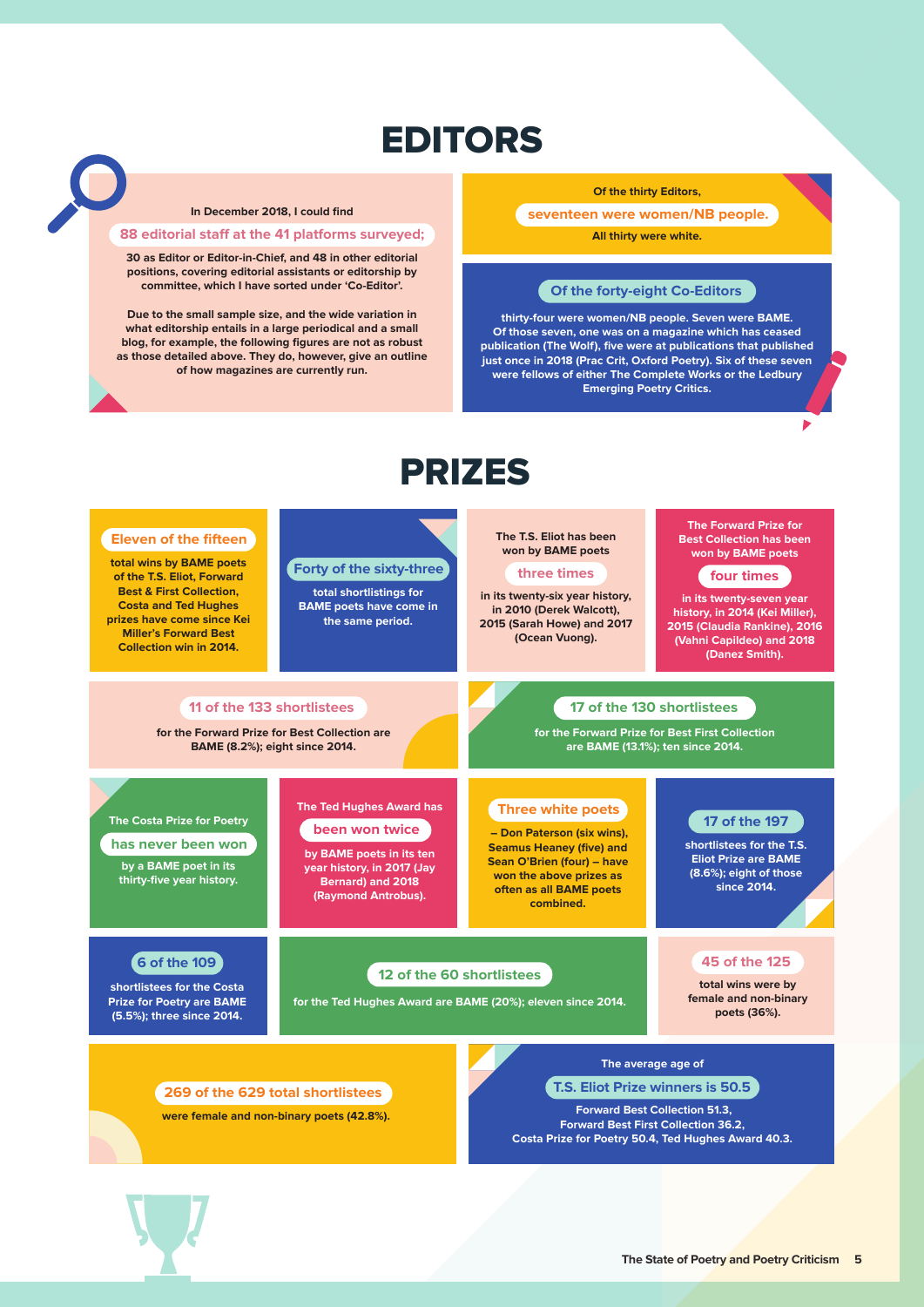# EDITORS

In December 2018, I could find

**88 editorial staff at the 41 platforms surveyed;**

30 as Editor or Editor-in-Chief, and 48 in other editorial positions, covering editorial assistants or editorship by committee, which I have sorted under 'Co-Editor'.

Due to the small sample size, and the wide variation in what editorship entails in a large periodical and a small blog, for example, the following figures are not as robust as those detailed above. They do, however, give an outline of how magazines are currently run.

Of the thirty Editors,

**seventeen were women/NB people.**

All thirty were white.

**Of the forty-eight Co-Editors**

thirty-four were women/NB people. Seven were BAME. Of those seven, one was on a magazine which has ceased publication (The Wolf), five were at publications that published just once in 2018 (Prac Crit, Oxford Poetry). Six of these seven were fellows of either The Complete Works or the Ledbury Emerging Poetry Critics.

# PRIZES

**Eleven of the fifteen**

total wins by BAME poets of the T.S. Eliot, Forward Best & First Collection, Costa and Ted Hughes prizes have come since Kei Miller's Forward Best Collection win in 2014.

**Forty of the sixty-three**

total shortlistings for BAME poets have come in the same period.

The T.S. Eliot has been won by BAME poets

**three times**

in its twenty-six year history, in 2010 (Derek Walcott), 2015 (Sarah Howe) and 2017 (Ocean Vuong).

The Forward Prize for Best Collection has been won by BAME poets

**four times**

in its twenty-seven year history, in 2014 (Kei Miller), 2015 (Claudia Rankine), 2016 (Vahni Capildeo) and 2018 (Danez Smith).

**11 of the 133 shortlistees**

for the Forward Prize for Best Collection are BAME (8.2%); eight since 2014.

**17 of the 130 shortlistees**

for the Forward Prize for Best First Collection are BAME (13.1%); ten since 2014.

The Costa Prize for Poetry

**has never been won**

by a BAME poet in its thirty-five year history.

The Ted Hughes Award has

**been won twice**

by BAME poets in its ten year history, in 2017 (Jay Bernard) and 2018 (Raymond Antrobus).

**Three white poets**

– Don Paterson (six wins), Seamus Heaney (five) and Sean O'Brien (four) – have won the above prizes as often as all BAME poets combined.

**17 of the 197**

shortlistees for the T.S. Eliot Prize are BAME (8.6%); eight of those since 2014.

**6 of the 109**

shortlistees for the Costa Prize for Poetry are BAME (5.5%); three since 2014.

**12 of the 60 shortlistees**

for the Ted Hughes Award are BAME (20%); eleven since 2014.

**45 of the 125**

total wins were by female and non-binary poets (36%).

**269 of the 629 total shortlistees**

were female and non-binary poets (42.8%).

The average age of

**T.S. Eliot Prize winners is 50.5**

Forward Best Collection 51.3, Forward Best First Collection 36.2, Costa Prize for Poetry 50.4, Ted Hughes Award 40.3.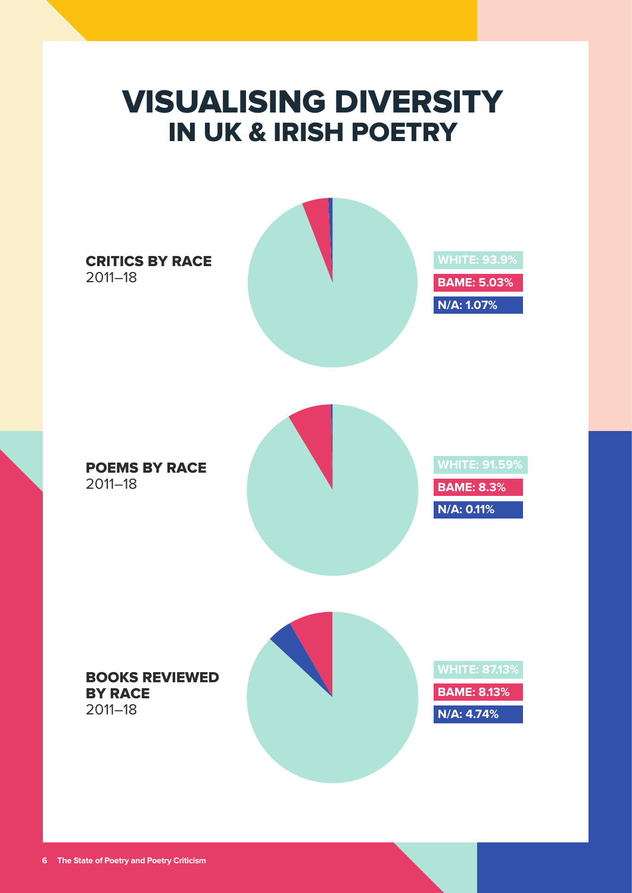# VISUALISING DIVERSITY
## IN UK & IRISH POETRY

**CRITICS BY RACE**
2011–18

- WHITE: 93.9%
- BAME: 5.03%
- N/A: 1.07%

**POEMS BY RACE**
2011–18

- WHITE: 91.59%
- BAME: 8.3%
- N/A: 0.11%

**BOOKS REVIEWED BY RACE**
2011–18

- WHITE: 87.13%
- BAME: 8.13%
- N/A: 4.74%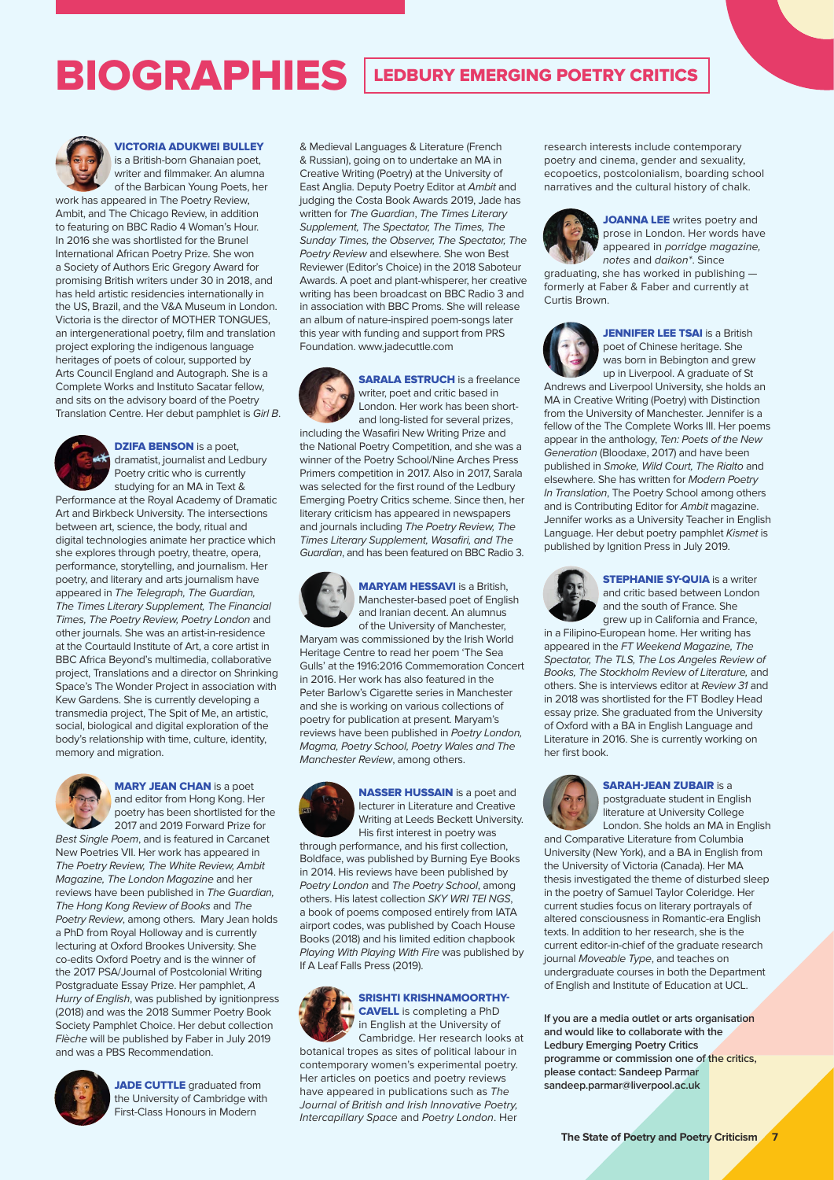# BIOGRAPHIES

## LEDBURY EMERGING POETRY CRITICS

**VICTORIA ADUKWEI BULLEY** is a British-born Ghanaian poet, writer and filmmaker. An alumna of the Barbican Young Poets, her work has appeared in The Poetry Review, Ambit, and The Chicago Review, in addition to featuring on BBC Radio 4 Woman's Hour. In 2016 she was shortlisted for the Brunel International African Poetry Prize. She won a Society of Authors Eric Gregory Award for promising British writers under 30 in 2018, and has held artistic residencies internationally in the US, Brazil, and the V&A Museum in London. Victoria is the director of MOTHER TONGUES, an intergenerational poetry, film and translation project exploring the indigenous language heritages of poets of colour, supported by Arts Council England and Autograph. She is a Complete Works and Instituto Sacatar fellow, and sits on the advisory board of the Poetry Translation Centre. Her debut pamphlet is *Girl B*.

**DZIFA BENSON** is a poet, dramatist, journalist and Ledbury Poetry critic who is currently studying for an MA in Text & Performance at the Royal Academy of Dramatic Art and Birkbeck University. The intersections between art, science, the body, ritual and digital technologies animate her practice which she explores through poetry, theatre, opera, performance, storytelling, and journalism. Her poetry, and literary and arts journalism have appeared in *The Telegraph, The Guardian, The Times Literary Supplement, The Financial Times, The Poetry Review, Poetry London* and other journals. She was an artist-in-residence at the Courtauld Institute of Art, a core artist in BBC Africa Beyond's multimedia, collaborative project, Translations and a director on Shrinking Space's The Wonder Project in association with Kew Gardens. She is currently developing a transmedia project, The Spit of Me, an artistic, social, biological and digital exploration of the body's relationship with time, culture, identity, memory and migration.

**MARY JEAN CHAN** is a poet and editor from Hong Kong. Her poetry has been shortlisted for the 2017 and 2019 Forward Prize for *Best Single Poem*, and is featured in Carcanet New Poetries VII. Her work has appeared in *The Poetry Review, The White Review, Ambit Magazine, The London Magazine* and her reviews have been published in *The Guardian, The Hong Kong Review of Books* and *The Poetry Review*, among others. Mary Jean holds a PhD from Royal Holloway and is currently lecturing at Oxford Brookes University. She co-edits Oxford Poetry and is the winner of the 2017 PSA/Journal of Postcolonial Writing Postgraduate Essay Prize. Her pamphlet, *A Hurry of English*, was published by ignitionpress (2018) and was the 2018 Summer Poetry Book Society Pamphlet Choice. Her debut collection *Flèche* will be published by Faber in July 2019 and was a PBS Recommendation.

**JADE CUTTLE** graduated from the University of Cambridge with First-Class Honours in Modern & Medieval Languages & Literature (French & Russian), going on to undertake an MA in Creative Writing (Poetry) at the University of East Anglia. Deputy Poetry Editor at *Ambit* and judging the Costa Book Awards 2019, Jade has written for *The Guardian*, *The Times Literary Supplement, The Spectator, The Times, The Sunday Times, the Observer, The Spectator, The Poetry Review* and elsewhere. She won Best Reviewer (Editor's Choice) in the 2018 Saboteur Awards. A poet and plant-whisperer, her creative writing has been broadcast on BBC Radio 3 and in association with BBC Proms. She will release an album of nature-inspired poem-songs later this year with funding and support from PRS Foundation. www.jadecuttle.com

**SARALA ESTRUCH** is a freelance writer, poet and critic based in London. Her work has been short- and long-listed for several prizes, including the Wasafiri New Writing Prize and the National Poetry Competition, and she was a winner of the Poetry School/Nine Arches Press Primers competition in 2017. Also in 2017, Sarala was selected for the first round of the Ledbury Emerging Poetry Critics scheme. Since then, her literary criticism has appeared in newspapers and journals including *The Poetry Review, The Times Literary Supplement, Wasafiri, and The Guardian*, and has been featured on BBC Radio 3.

**MARYAM HESSAVI** is a British, Manchester-based poet of English and Iranian decent. An alumnus of the University of Manchester, Maryam was commissioned by the Irish World Heritage Centre to read her poem 'The Sea Gulls' at the 1916:2016 Commemoration Concert in 2016. Her work has also featured in the Peter Barlow's Cigarette series in Manchester and she is working on various collections of poetry for publication at present. Maryam's reviews have been published in *Poetry London, Magma, Poetry School, Poetry Wales and The Manchester Review*, among others.

**NASSER HUSSAIN** is a poet and lecturer in Literature and Creative Writing at Leeds Beckett University. His first interest in poetry was through performance, and his first collection, Boldface, was published by Burning Eye Books in 2014. His reviews have been published by *Poetry London* and *The Poetry School*, among others. His latest collection *SKY WRI TEI NGS*, a book of poems composed entirely from IATA airport codes, was published by Coach House Books (2018) and his limited edition chapbook *Playing With Playing With Fire* was published by If A Leaf Falls Press (2019).

**SRISHTI KRISHNAMOORTHY-CAVELL** is completing a PhD in English at the University of Cambridge. Her research looks at botanical tropes as sites of political labour in contemporary women's experimental poetry. Her articles on poetics and poetry reviews have appeared in publications such as *The Journal of British and Irish Innovative Poetry, Intercapillary Space* and *Poetry London*. Her research interests include contemporary poetry and cinema, gender and sexuality, ecopoetics, postcolonialism, boarding school narratives and the cultural history of chalk.

**JOANNA LEE** writes poetry and prose in London. Her words have appeared in *porridge magazine, notes* and *daikon\**. Since graduating, she has worked in publishing — formerly at Faber & Faber and currently at Curtis Brown.

**JENNIFER LEE TSAI** is a British poet of Chinese heritage. She was born in Bebington and grew up in Liverpool. A graduate of St Andrews and Liverpool University, she holds an MA in Creative Writing (Poetry) with Distinction from the University of Manchester. Jennifer is a fellow of the The Complete Works III. Her poems appear in the anthology, *Ten: Poets of the New Generation* (Bloodaxe, 2017) and have been published in *Smoke, Wild Court, The Rialto* and elsewhere. She has written for *Modern Poetry In Translation*, The Poetry School among others and is Contributing Editor for *Ambit* magazine. Jennifer works as a University Teacher in English Language. Her debut poetry pamphlet *Kismet* is published by Ignition Press in July 2019.

**STEPHANIE SY-QUIA** is a writer and critic based between London and the south of France. She grew up in California and France, in a Filipino-European home. Her writing has appeared in the *FT Weekend Magazine, The Spectator, The TLS, The Los Angeles Review of Books, The Stockholm Review of Literature,* and others. She is interviews editor at *Review 31* and in 2018 was shortlisted for the FT Bodley Head essay prize. She graduated from the University of Oxford with a BA in English Language and Literature in 2016. She is currently working on her first book.

**SARAH-JEAN ZUBAIR** is a postgraduate student in English literature at University College London. She holds an MA in English and Comparative Literature from Columbia University (New York), and a BA in English from the University of Victoria (Canada). Her MA thesis investigated the theme of disturbed sleep in the poetry of Samuel Taylor Coleridge. Her current studies focus on literary portrayals of altered consciousness in Romantic-era English texts. In addition to her research, she is the current editor-in-chief of the graduate research journal *Moveable Type*, and teaches on undergraduate courses in both the Department of English and Institute of Education at UCL.

**If you are a media outlet or arts organisation and would like to collaborate with the Ledbury Emerging Poetry Critics programme or commission one of the critics, please contact: Sandeep Parmar sandeep.parmar@liverpool.ac.uk**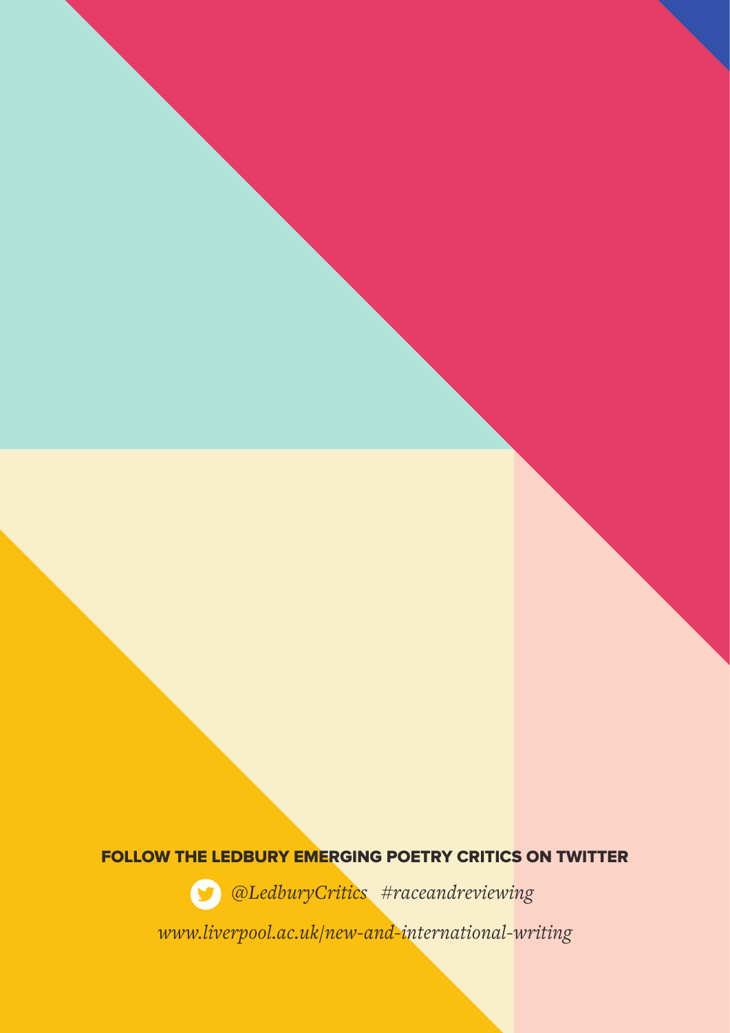**FOLLOW THE LEDBURY EMERGING POETRY CRITICS ON TWITTER**

*@LedburyCritics #raceandreviewing*

*www.liverpool.ac.uk/new-and-international-writing*